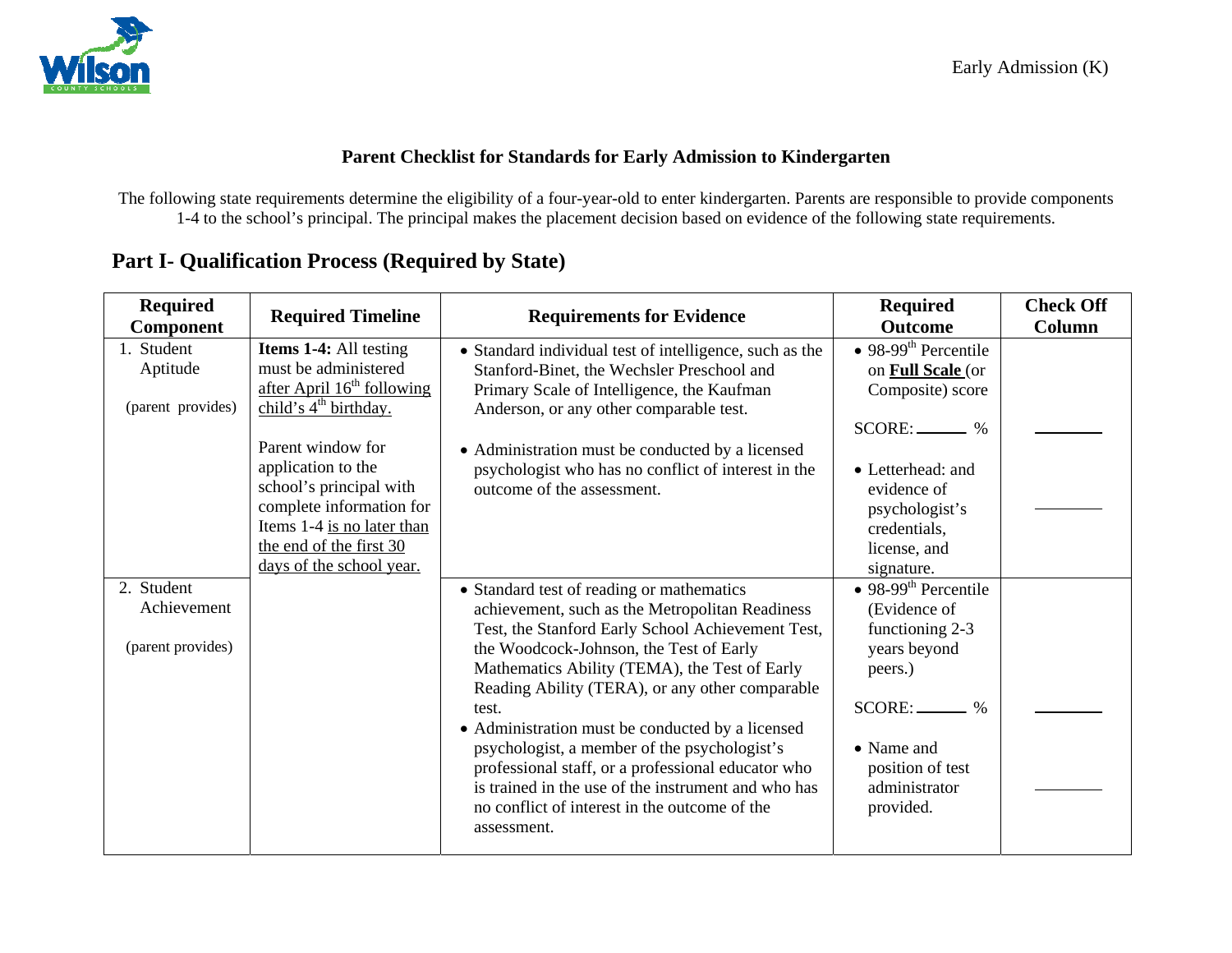Early Admission (K)

### Parent Checklist for Standards for Early Admission to Kindergarten

The following state requirements determine the eligibility of a four-year-old to enter kindergarten. Parents are responsible to provide components 1-4 to the school's principal. The principal makes the placement decision based on evidence of the following state requirements.

## Part I- Qualification Process (Required by State)

| Required Component | Required Timeline | Requirements for Evidence | Required Outcome | Check Off Column |
|---|---|---|---|---|
| 1. Student Aptitude<br><br>(parent provides) | **Items 1-4:** All testing must be administered after April 16th following child's 4th birthday.<br><br>Parent window for application to the school's principal with complete information for Items 1-4 is no later than the end of the first 30 days of the school year. | • Standard individual test of intelligence, such as the Stanford-Binet, the Wechsler Preschool and Primary Scale of Intelligence, the Kaufman Anderson, or any other comparable test.<br><br>• Administration must be conducted by a licensed psychologist who has no conflict of interest in the outcome of the assessment. | • 98-99th Percentile on **Full Scale** (or Composite) score<br><br>SCORE: ______ %<br><br>• Letterhead: and evidence of psychologist's credentials, license, and signature. | ________<br><br>________ |
| 2. Student Achievement<br><br>(parent provides) | | • Standard test of reading or mathematics achievement, such as the Metropolitan Readiness Test, the Stanford Early School Achievement Test, the Woodcock-Johnson, the Test of Early Mathematics Ability (TEMA), the Test of Early Reading Ability (TERA), or any other comparable test.<br>• Administration must be conducted by a licensed psychologist, a member of the psychologist's professional staff, or a professional educator who is trained in the use of the instrument and who has no conflict of interest in the outcome of the assessment. | • 98-99th Percentile (Evidence of functioning 2-3 years beyond peers.)<br><br>SCORE: ______ %<br><br>• Name and position of test administrator provided. | ________<br><br>________ |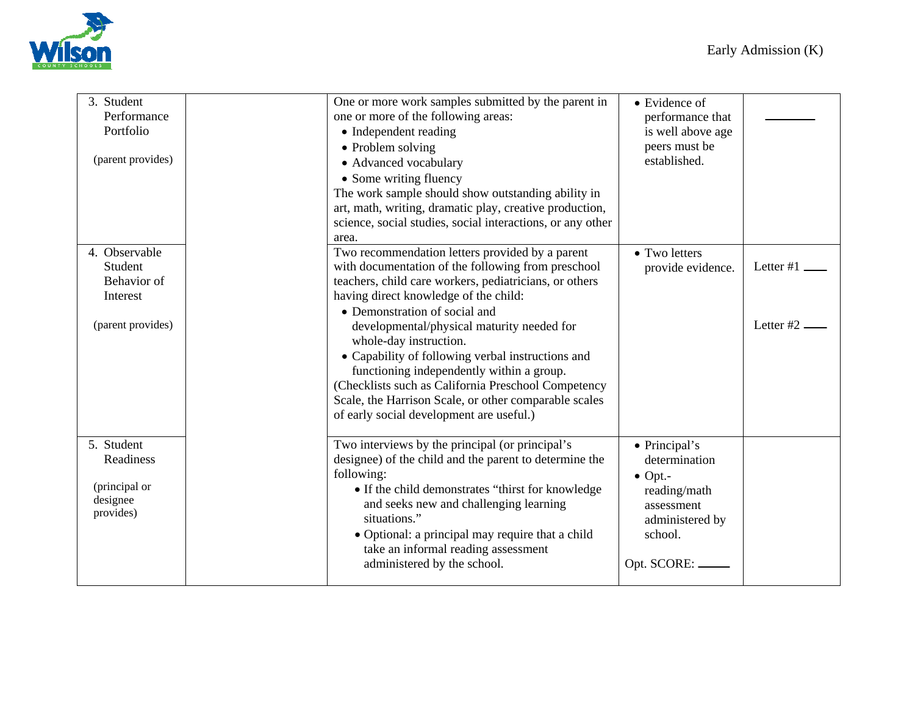| | | | | |
|---|---|---|---|---|
| 3. Student Performance Portfolio<br><br>(parent provides) | | One or more work samples submitted by the parent in one or more of the following areas:<br>• Independent reading<br>• Problem solving<br>• Advanced vocabulary<br>• Some writing fluency<br>The work sample should show outstanding ability in art, math, writing, dramatic play, creative production, science, social studies, social interactions, or any other area. | • Evidence of performance that is well above age peers must be established. | ________ |
| 4. Observable Student Behavior of Interest<br><br>(parent provides) | | Two recommendation letters provided by a parent with documentation of the following from preschool teachers, child care workers, pediatricians, or others having direct knowledge of the child:<br>• Demonstration of social and developmental/physical maturity needed for whole-day instruction.<br>• Capability of following verbal instructions and functioning independently within a group.<br>(Checklists such as California Preschool Competency Scale, the Harrison Scale, or other comparable scales of early social development are useful.) | • Two letters provide evidence. | Letter #1 ____<br><br>Letter #2 ____ |
| 5. Student Readiness<br><br>(principal or designee provides) | | Two interviews by the principal (or principal's designee) of the child and the parent to determine the following:<br>• If the child demonstrates "thirst for knowledge and seeks new and challenging learning situations."<br>• Optional: a principal may require that a child take an informal reading assessment administered by the school. | • Principal's determination<br>• Opt.- reading/math assessment administered by school.<br><br>Opt. SCORE: _____ | |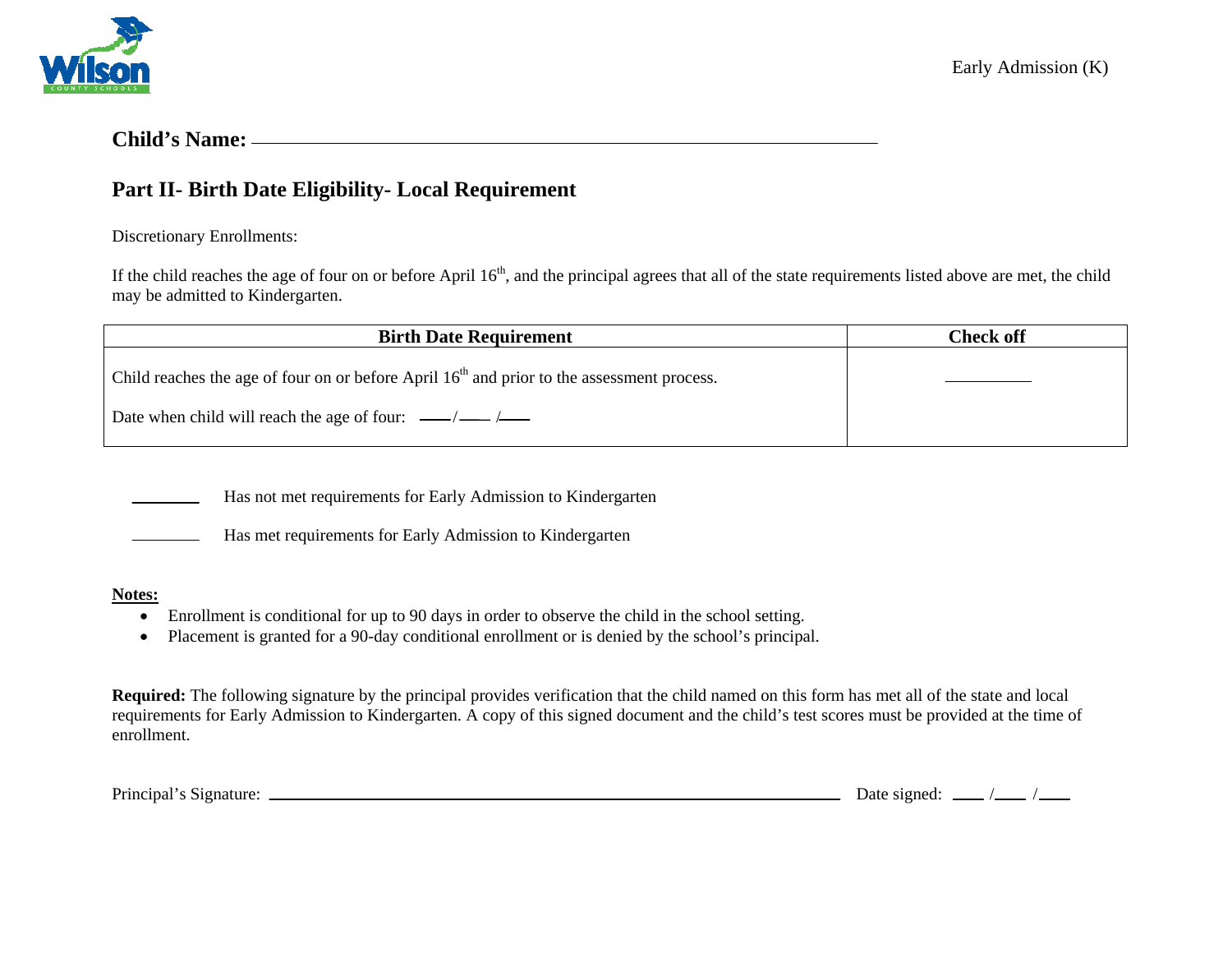Early Admission (K)

**Child's Name:** ______________________________________________

## Part II- Birth Date Eligibility- Local Requirement

Discretionary Enrollments:

If the child reaches the age of four on or before April 16th, and the principal agrees that all of the state requirements listed above are met, the child may be admitted to Kindergarten.

| Birth Date Requirement | Check off |
|---|---|
| Child reaches the age of four on or before April 16th and prior to the assessment process.<br><br>Date when child will reach the age of four: ___/___ /___ | ________ |

________ Has not met requirements for Early Admission to Kindergarten

________ Has met requirements for Early Admission to Kindergarten

**Notes:**

- Enrollment is conditional for up to 90 days in order to observe the child in the school setting.
- Placement is granted for a 90-day conditional enrollment or is denied by the school's principal.

**Required:** The following signature by the principal provides verification that the child named on this form has met all of the state and local requirements for Early Admission to Kindergarten. A copy of this signed document and the child's test scores must be provided at the time of enrollment.

Principal's Signature: ______________________________________________ Date signed: ___ /___ /___